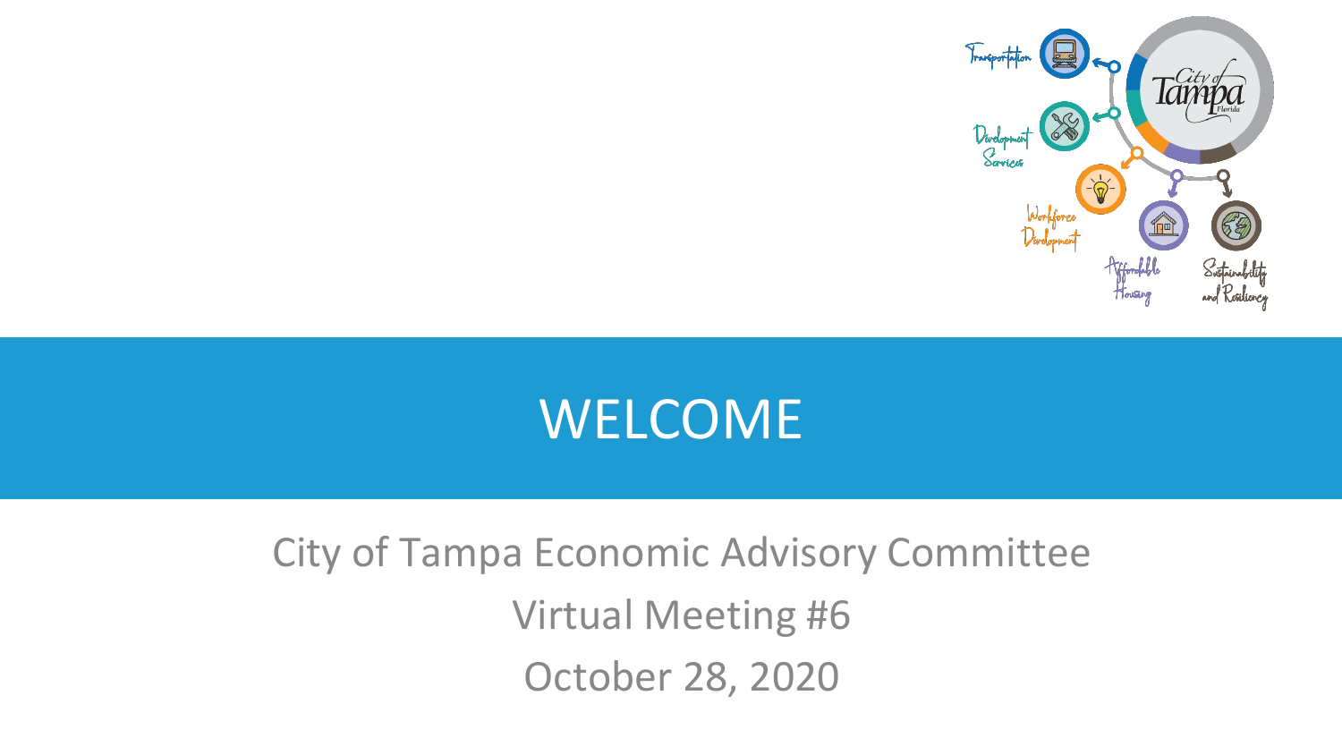# WELCOME

City of Tampa Economic Advisory Committee

Virtual Meeting #6

October 28, 2020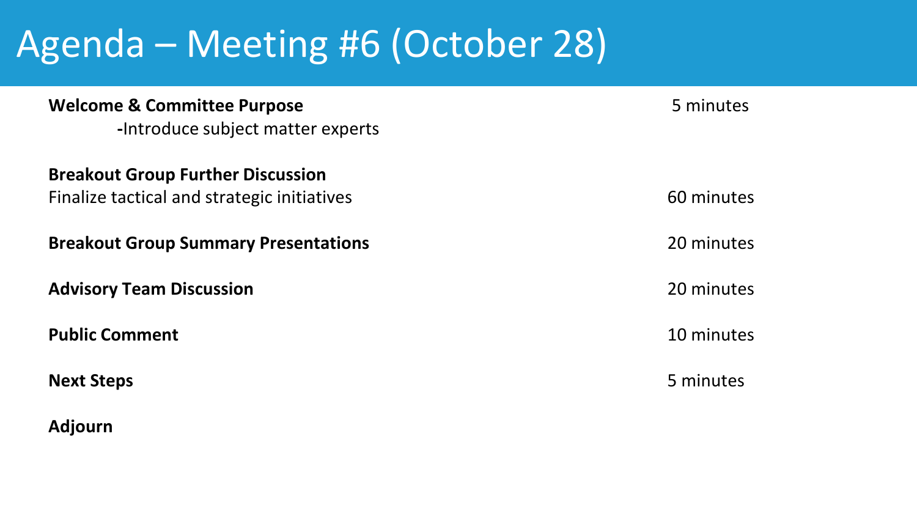# Agenda – Meeting #6 (October 28)

| | |
|---|---|
| **Welcome & Committee Purpose**<br>-Introduce subject matter experts | 5 minutes |
| **Breakout Group Further Discussion**<br>Finalize tactical and strategic initiatives | 60 minutes |
| **Breakout Group Summary Presentations** | 20 minutes |
| **Advisory Team Discussion** | 20 minutes |
| **Public Comment** | 10 minutes |
| **Next Steps** | 5 minutes |
| **Adjourn** | |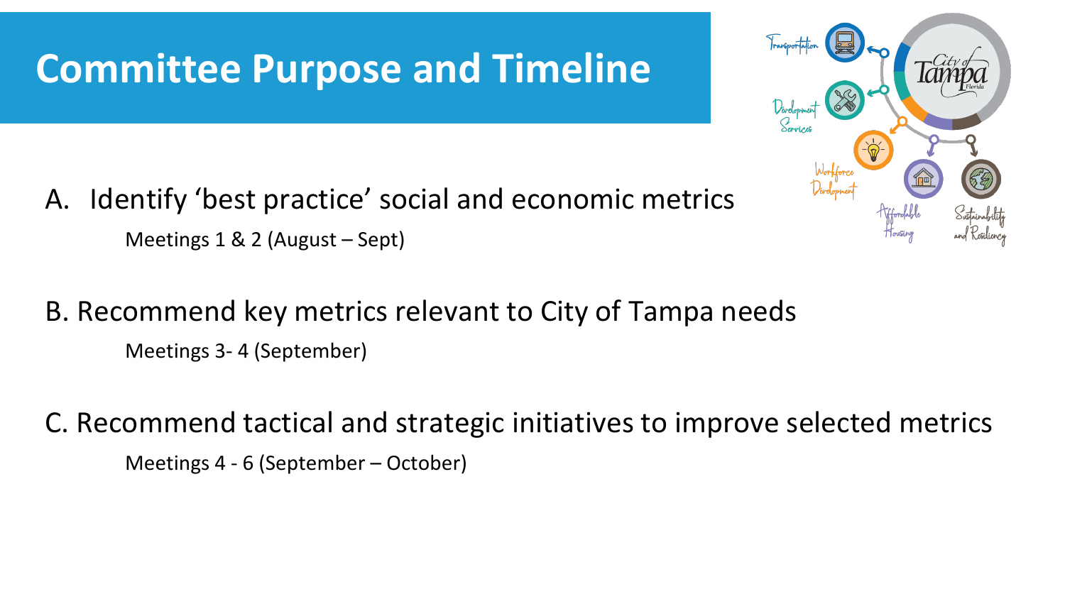# Committee Purpose and Timeline

A. Identify 'best practice' social and economic metrics

Meetings 1 & 2 (August – Sept)

B. Recommend key metrics relevant to City of Tampa needs

Meetings 3- 4 (September)

C. Recommend tactical and strategic initiatives to improve selected metrics

Meetings 4 - 6 (September – October)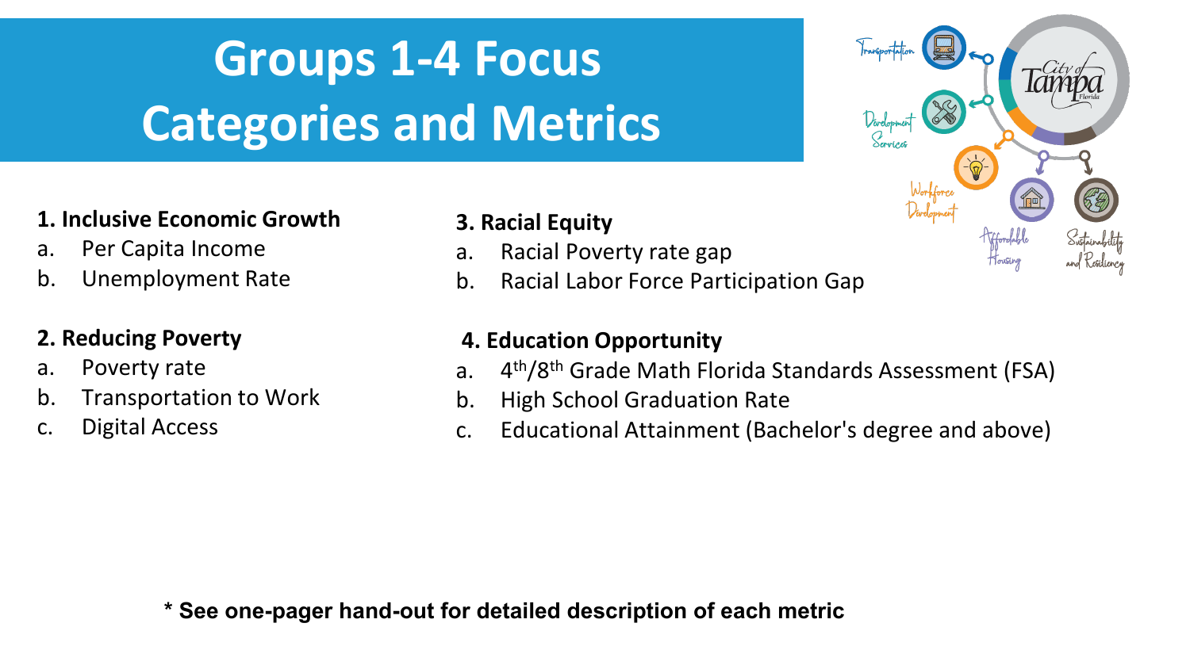# Groups 1-4 Focus Categories and Metrics

**1. Inclusive Economic Growth**

a. Per Capita Income
b. Unemployment Rate

**2. Reducing Poverty**

a. Poverty rate
b. Transportation to Work
c. Digital Access

**3. Racial Equity**

a. Racial Poverty rate gap
b. Racial Labor Force Participation Gap

**4. Education Opportunity**

a. 4th/8th Grade Math Florida Standards Assessment (FSA)
b. High School Graduation Rate
c. Educational Attainment (Bachelor's degree and above)

**\* See one-pager hand-out for detailed description of each metric**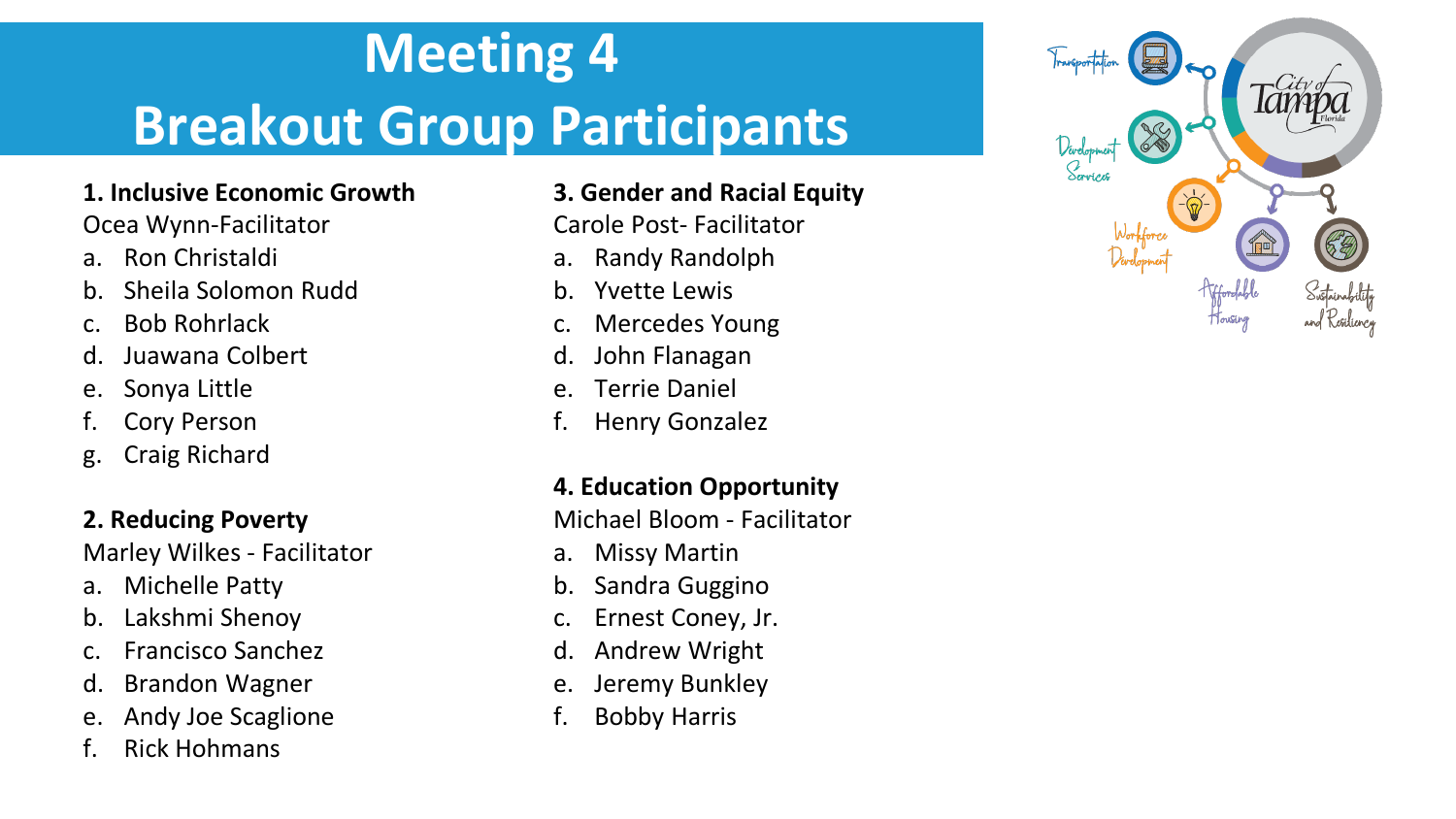# Meeting 4 Breakout Group Participants

**1. Inclusive Economic Growth**
Ocea Wynn-Facilitator

a. Ron Christaldi
b. Sheila Solomon Rudd
c. Bob Rohrlack
d. Juawana Colbert
e. Sonya Little
f. Cory Person
g. Craig Richard

**2. Reducing Poverty**
Marley Wilkes - Facilitator

a. Michelle Patty
b. Lakshmi Shenoy
c. Francisco Sanchez
d. Brandon Wagner
e. Andy Joe Scaglione
f. Rick Hohmans

**3. Gender and Racial Equity**
Carole Post- Facilitator

a. Randy Randolph
b. Yvette Lewis
c. Mercedes Young
d. John Flanagan
e. Terrie Daniel
f. Henry Gonzalez

**4. Education Opportunity**
Michael Bloom - Facilitator

a. Missy Martin
b. Sandra Guggino
c. Ernest Coney, Jr.
d. Andrew Wright
e. Jeremy Bunkley
f. Bobby Harris

Transportation
Development Services
Workforce Development
Affordable Housing
Sustainability and Resiliency
City of Tampa Florida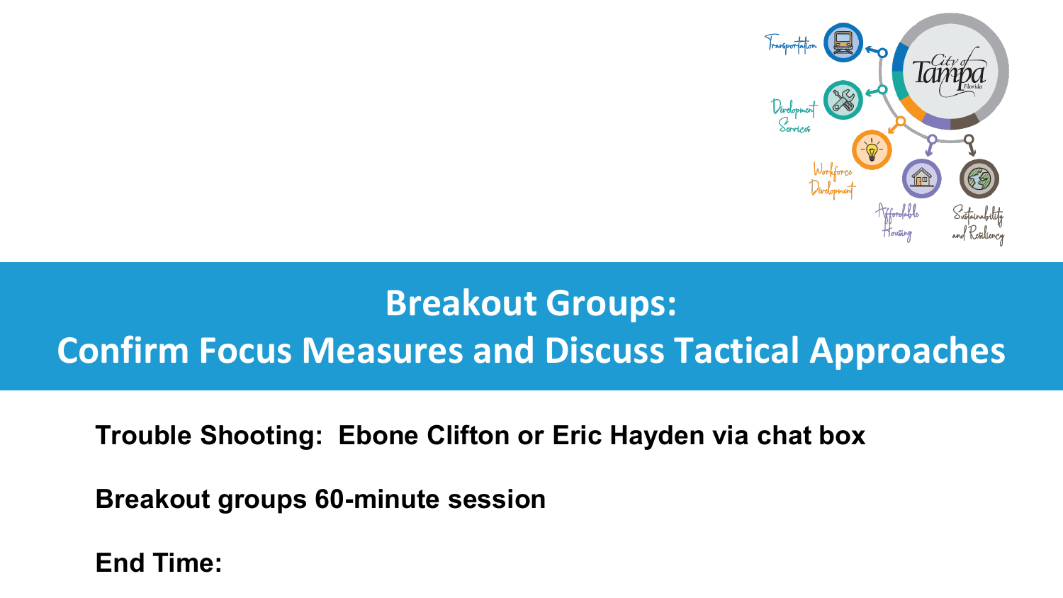# Breakout Groups: Confirm Focus Measures and Discuss Tactical Approaches

**Trouble Shooting: Ebone Clifton or Eric Hayden via chat box**

**Breakout groups 60-minute session**

**End Time:**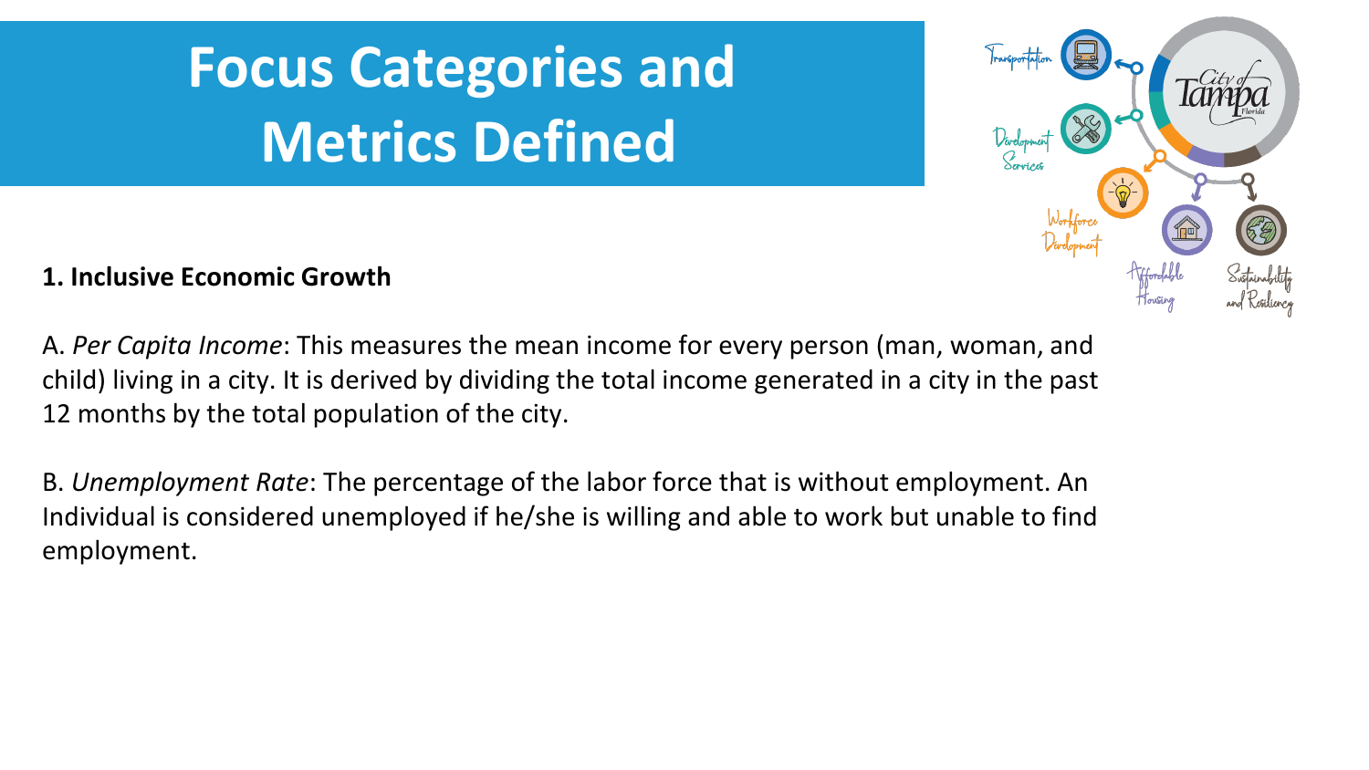# Focus Categories and Metrics Defined

**1. Inclusive Economic Growth**

A. *Per Capita Income*: This measures the mean income for every person (man, woman, and child) living in a city. It is derived by dividing the total income generated in a city in the past 12 months by the total population of the city.

B. *Unemployment Rate*: The percentage of the labor force that is without employment. An Individual is considered unemployed if he/she is willing and able to work but unable to find employment.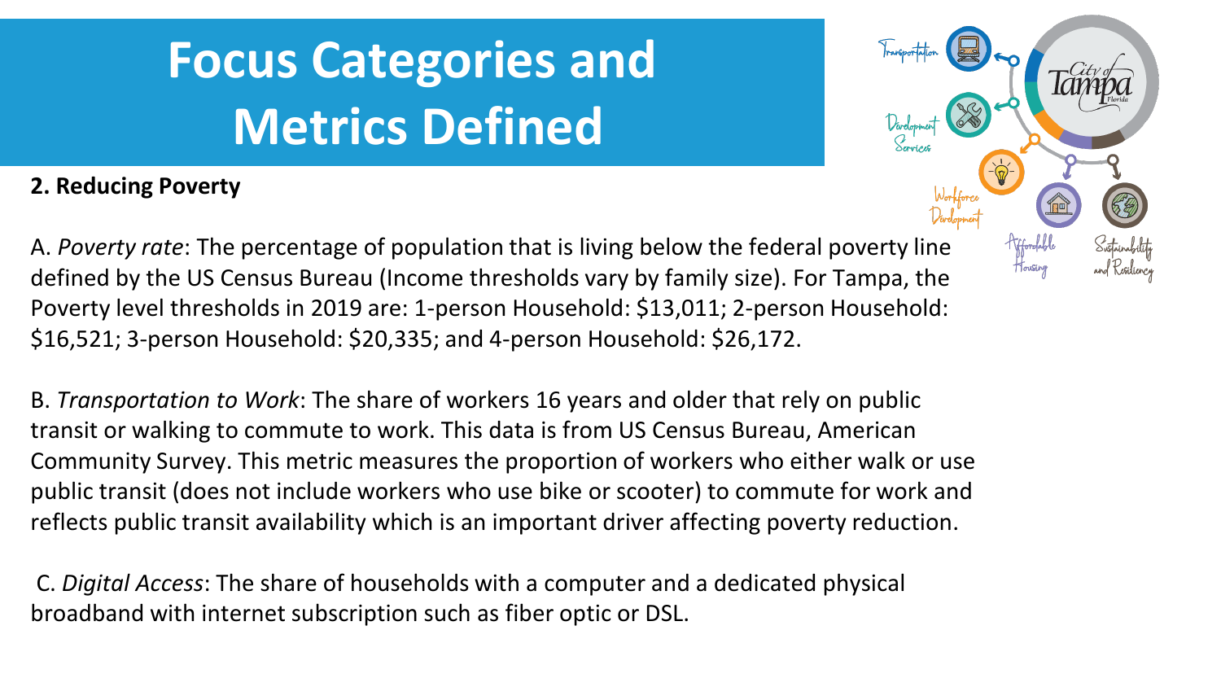# Focus Categories and Metrics Defined

**2. Reducing Poverty**

A. *Poverty rate*: The percentage of population that is living below the federal poverty line defined by the US Census Bureau (Income thresholds vary by family size). For Tampa, the Poverty level thresholds in 2019 are: 1-person Household: $13,011; 2-person Household: $16,521; 3-person Household: $20,335; and 4-person Household: $26,172.

B. *Transportation to Work*: The share of workers 16 years and older that rely on public transit or walking to commute to work. This data is from US Census Bureau, American Community Survey. This metric measures the proportion of workers who either walk or use public transit (does not include workers who use bike or scooter) to commute for work and reflects public transit availability which is an important driver affecting poverty reduction.

C. *Digital Access*: The share of households with a computer and a dedicated physical broadband with internet subscription such as fiber optic or DSL.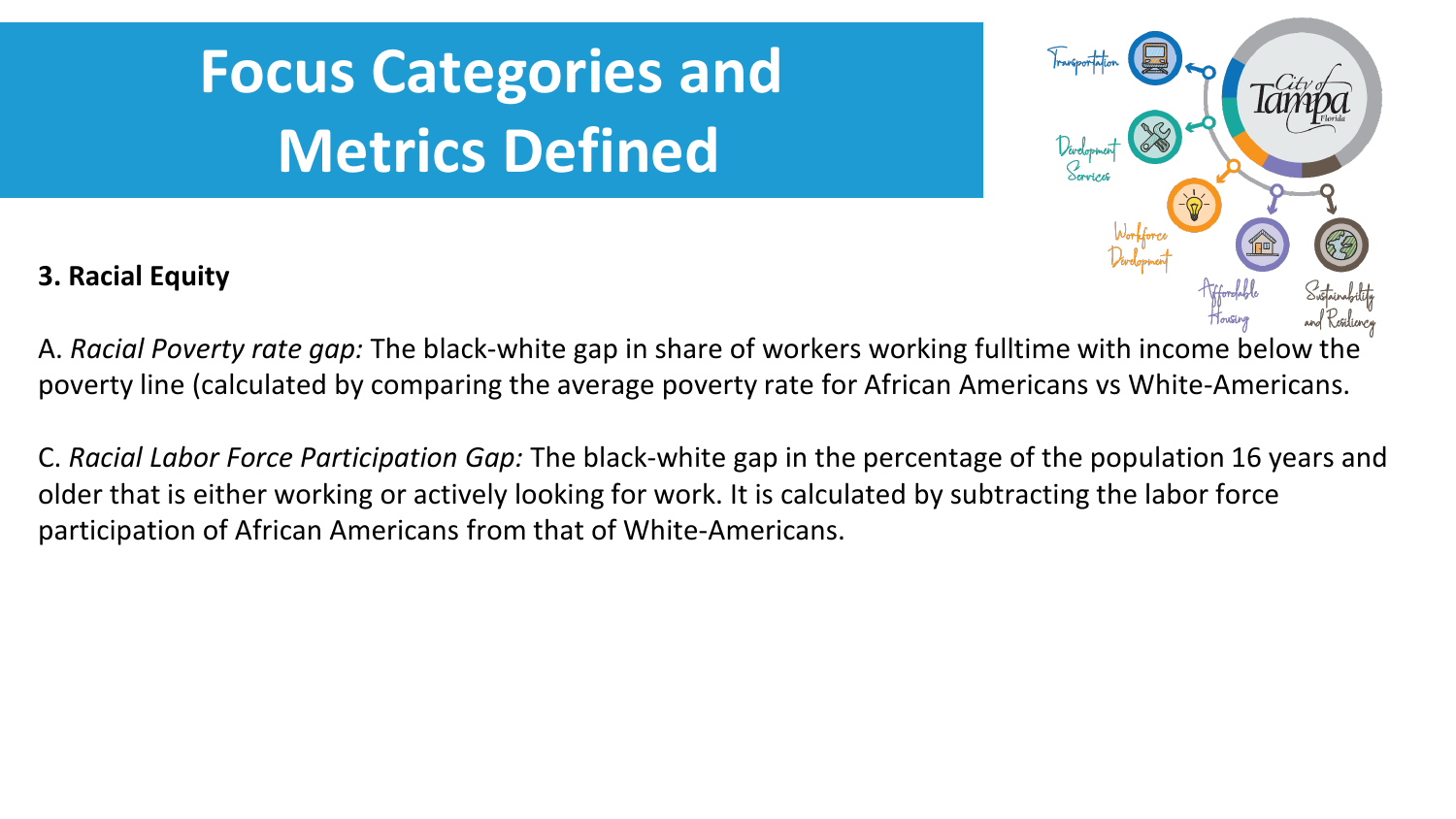# Focus Categories and Metrics Defined

**3. Racial Equity**

A. *Racial Poverty rate gap:* The black-white gap in share of workers working fulltime with income below the poverty line (calculated by comparing the average poverty rate for African Americans vs White-Americans.

C. *Racial Labor Force Participation Gap:* The black-white gap in the percentage of the population 16 years and older that is either working or actively looking for work. It is calculated by subtracting the labor force participation of African Americans from that of White-Americans.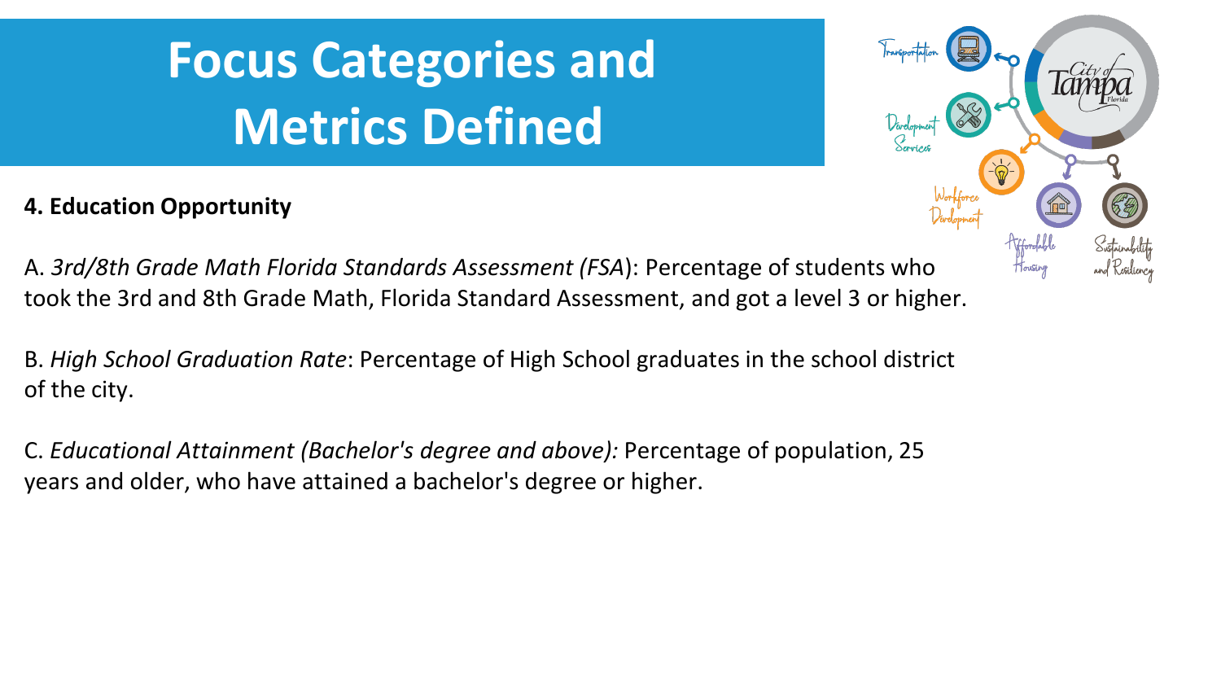# Focus Categories and Metrics Defined

**4. Education Opportunity**

A. *3rd/8th Grade Math Florida Standards Assessment (FSA*): Percentage of students who took the 3rd and 8th Grade Math, Florida Standard Assessment, and got a level 3 or higher.

B. *High School Graduation Rate*: Percentage of High School graduates in the school district of the city.

C. *Educational Attainment (Bachelor's degree and above):* Percentage of population, 25 years and older, who have attained a bachelor's degree or higher.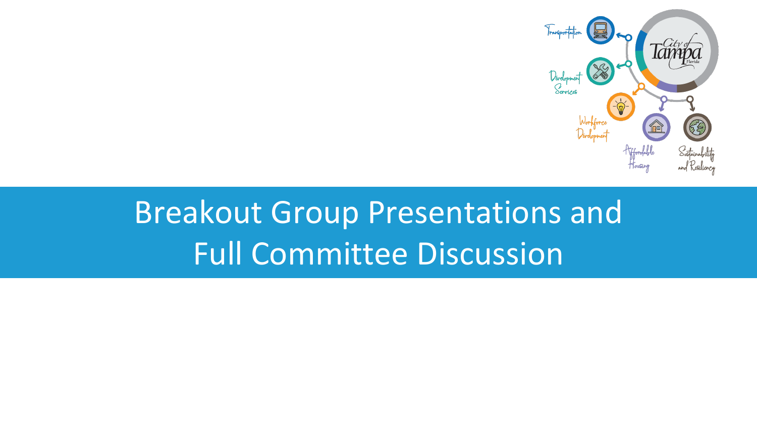# Breakout Group Presentations and Full Committee Discussion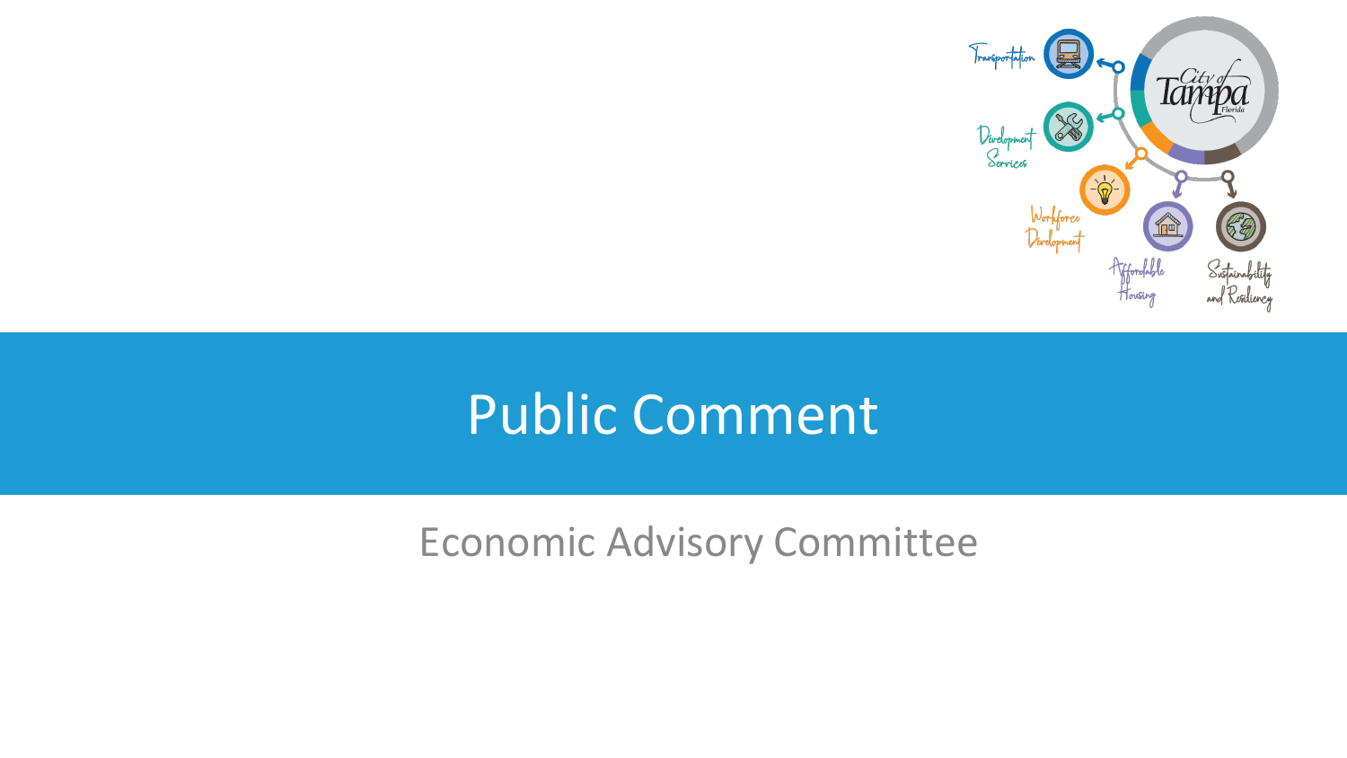# Public Comment

Economic Advisory Committee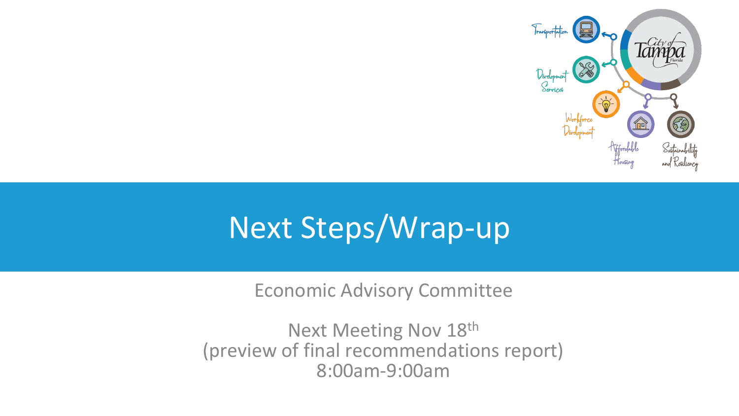# Next Steps/Wrap-up

Economic Advisory Committee

Next Meeting Nov 18th
(preview of final recommendations report)
8:00am-9:00am